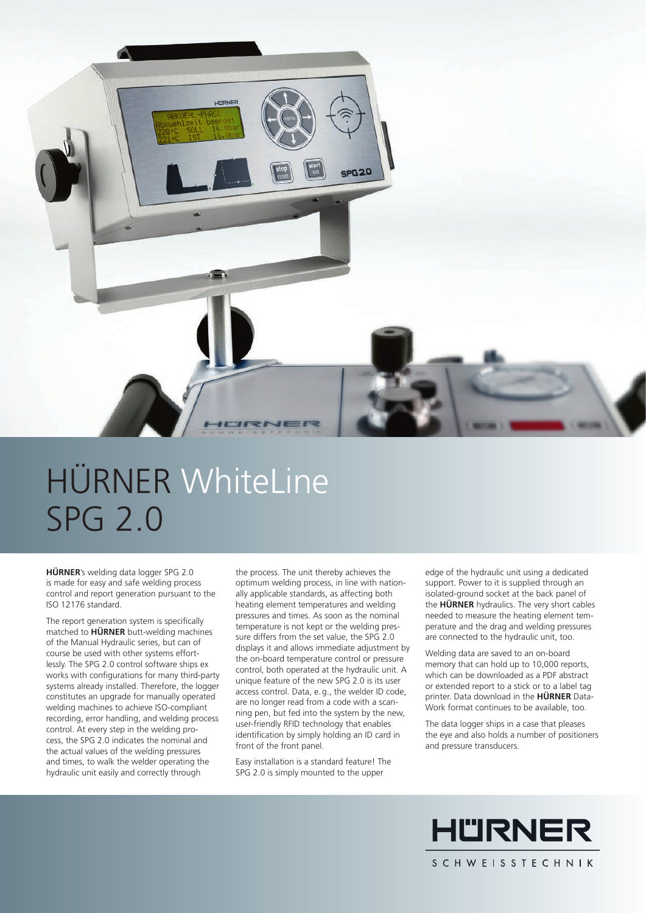# HÜRNER WhiteLine SPG 2.0

**HÜRNER**'s welding data logger SPG 2.0 is made for easy and safe welding process control and report generation pursuant to the ISO 12176 standard.

The report generation system is specifically matched to **HÜRNER** butt-welding machines of the Manual Hydraulic series, but can of course be used with other systems effortlessly. The SPG 2.0 control software ships ex works with configurations for many third-party systems already installed. Therefore, the logger constitutes an upgrade for manually operated welding machines to achieve ISO-compliant recording, error handling, and welding process control. At every step in the welding process, the SPG 2.0 indicates the nominal and the actual values of the welding pressures and times, to walk the welder operating the hydraulic unit easily and correctly through the process. The unit thereby achieves the optimum welding process, in line with nationally applicable standards, as affecting both heating element temperatures and welding pressures and times. As soon as the nominal temperature is not kept or the welding pressure differs from the set value, the SPG 2.0 displays it and allows immediate adjustment by the on-board temperature control or pressure control, both operated at the hydraulic unit. A unique feature of the new SPG 2.0 is its user access control. Data, e. g., the welder ID code, are no longer read from a code with a scanning pen, but fed into the system by the new, user-friendly RFID technology that enables identification by simply holding an ID card in front of the front panel.

Easy installation is a standard feature! The SPG 2.0 is simply mounted to the upper edge of the hydraulic unit using a dedicated support. Power to it is supplied through an isolated-ground socket at the back panel of the **HÜRNER** hydraulics. The very short cables needed to measure the heating element temperature and the drag and welding pressures are connected to the hydraulic unit, too.

Welding data are saved to an on-board memory that can hold up to 10,000 reports, which can be downloaded as a PDF abstract or extended report to a stick or to a label tag printer. Data download in the **HÜRNER** DataWork format continues to be available, too.

The data logger ships in a case that pleases the eye and also holds a number of positioners and pressure transducers.

HÜRNER
SCHWEISSTECHNIK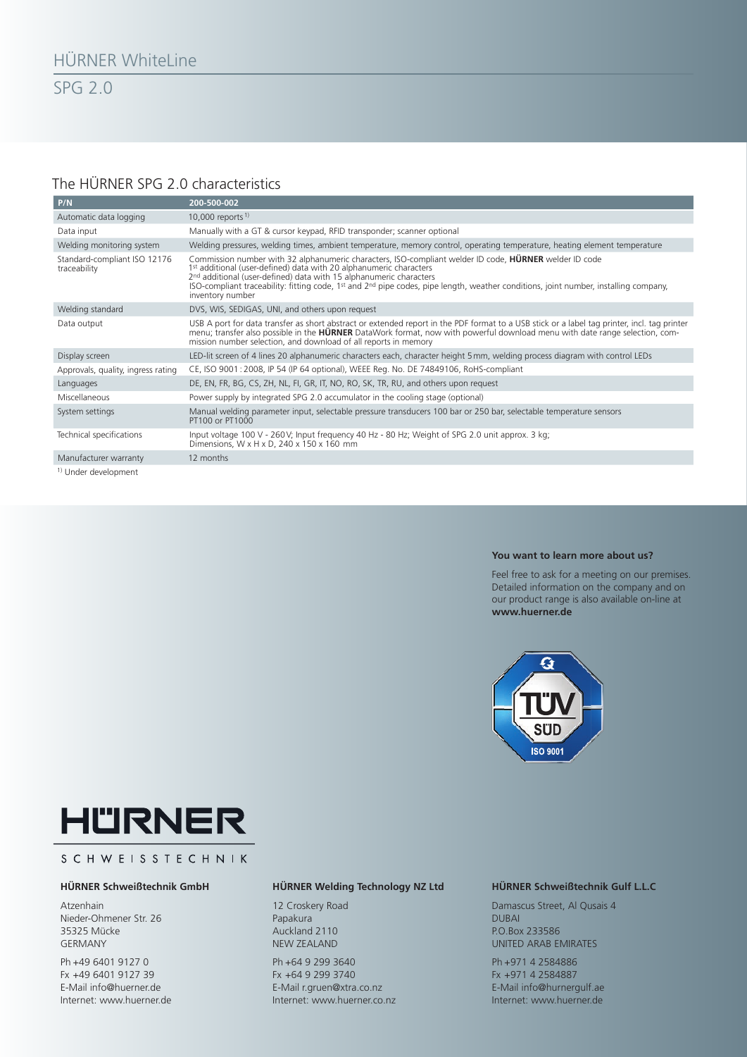# HÜRNER WhiteLine

## SPG 2.0

### The HÜRNER SPG 2.0 characteristics

| P/N | 200-500-002 |
|---|---|
| Automatic data logging | 10,000 reports [1] |
| Data input | Manually with a GT & cursor keypad, RFID transponder; scanner optional |
| Welding monitoring system | Welding pressures, welding times, ambient temperature, memory control, operating temperature, heating element temperature |
| Standard-compliant ISO 12176 traceability | Commission number with 32 alphanumeric characters, ISO-compliant welder ID code, **HÜRNER** welder ID code<br>1st additional (user-defined) data with 20 alphanumeric characters<br>2nd additional (user-defined) data with 15 alphanumeric characters<br>ISO-compliant traceability: fitting code, 1st and 2nd pipe codes, pipe length, weather conditions, joint number, installing company, inventory number |
| Welding standard | DVS, WIS, SEDIGAS, UNI, and others upon request |
| Data output | USB A port for data transfer as short abstract or extended report in the PDF format to a USB stick or a label tag printer, incl. tag printer menu; transfer also possible in the **HÜRNER** DataWork format, now with powerful download menu with date range selection, commission number selection, and download of all reports in memory |
| Display screen | LED-lit screen of 4 lines 20 alphanumeric characters each, character height 5 mm, welding process diagram with control LEDs |
| Approvals, quality, ingress rating | CE, ISO 9001 : 2008, IP 54 (IP 64 optional), WEEE Reg. No. DE 74849106, RoHS-compliant |
| Languages | DE, EN, FR, BG, CS, ZH, NL, FI, GR, IT, NO, RO, SK, TR, RU, and others upon request |
| Miscellaneous | Power supply by integrated SPG 2.0 accumulator in the cooling stage (optional) |
| System settings | Manual welding parameter input, selectable pressure transducers 100 bar or 250 bar, selectable temperature sensors PT100 or PT1000 |
| Technical specifications | Input voltage 100 V - 260 V; Input frequency 40 Hz - 80 Hz; Weight of SPG 2.0 unit approx. 3 kg;<br>Dimensions, W x H x D, 240 x 150 x 160 mm |
| Manufacturer warranty | 12 months |

[1] Under development

**You want to learn more about us?**

Feel free to ask for a meeting on our premises. Detailed information on the company and on our product range is also available on-line at **www.huerner.de**

HÜRNER
SCHWEISSTECHNIK

**HÜRNER Schweißtechnik GmbH**

Atzenhain
Nieder-Ohmener Str. 26
35325 Mücke
GERMANY

Ph +49 6401 9127 0
Fx +49 6401 9127 39
E-Mail info@huerner.de
Internet: www.huerner.de

**HÜRNER Welding Technology NZ Ltd**

12 Croskery Road
Papakura
Auckland 2110
NEW ZEALAND

Ph +64 9 299 3640
Fx +64 9 299 3740
E-Mail r.gruen@xtra.co.nz
Internet: www.huerner.co.nz

**HÜRNER Schweißtechnik Gulf L.L.C**

Damascus Street, Al Qusais 4
DUBAI
P.O.Box 233586
UNITED ARAB EMIRATES

Ph +971 4 2584886
Fx +971 4 2584887
E-Mail info@hurnergulf.ae
Internet: www.huerner.de